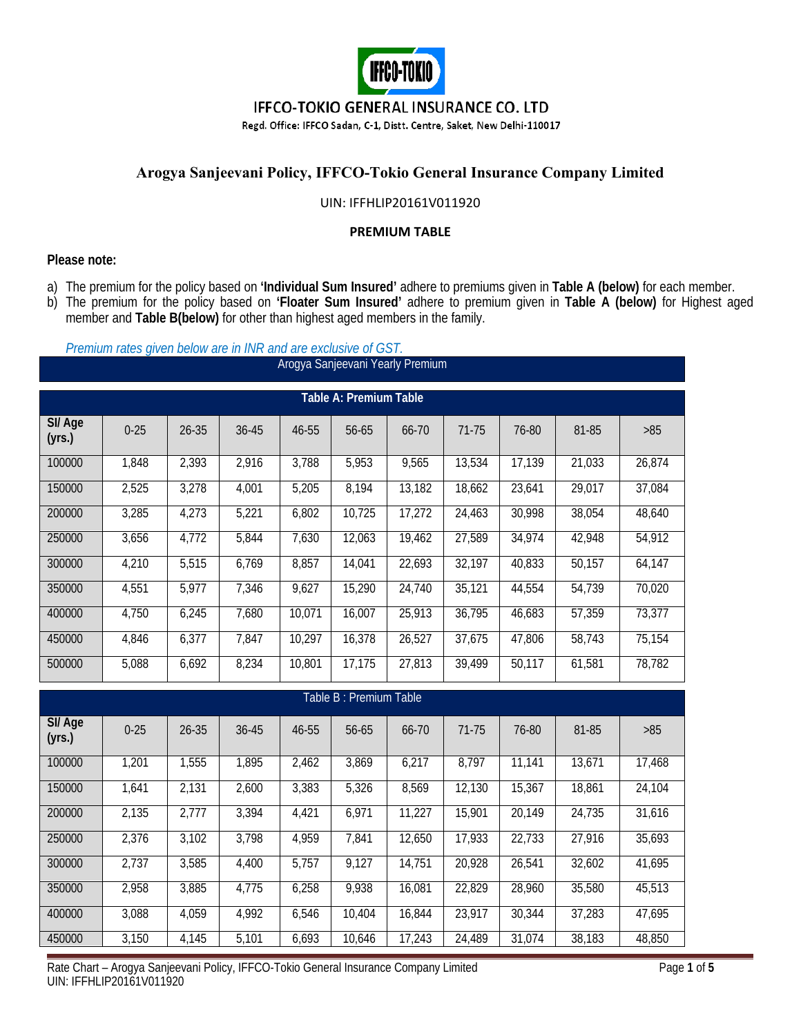IFFCO-TOKIO GENERAL INSURANCE CO. LTD

Regd. Office: IFFCO Sadan, C-1, Distt. Centre, Saket, New Delhi-110017

# Arogya Sanjeevani Policy, IFFCO-Tokio General Insurance Company Limited

UIN: IFFHLIP20161V011920

**PREMIUM TABLE**

**Please note:**

a) The premium for the policy based on **'Individual Sum Insured'** adhere to premiums given in **Table A (below)** for each member.
b) The premium for the policy based on **'Floater Sum Insured'** adhere to premium given in **Table A (below)** for Highest aged member and **Table B(below)** for other than highest aged members in the family.

*Premium rates given below are in INR and are exclusive of GST.*

Arogya Sanjeevani Yearly Premium

**Table A: Premium Table**

| SI/ Age (yrs.) | 0-25 | 26-35 | 36-45 | 46-55 | 56-65 | 66-70 | 71-75 | 76-80 | 81-85 | >85 |
|---|---|---|---|---|---|---|---|---|---|---|
| 100000 | 1,848 | 2,393 | 2,916 | 3,788 | 5,953 | 9,565 | 13,534 | 17,139 | 21,033 | 26,874 |
| 150000 | 2,525 | 3,278 | 4,001 | 5,205 | 8,194 | 13,182 | 18,662 | 23,641 | 29,017 | 37,084 |
| 200000 | 3,285 | 4,273 | 5,221 | 6,802 | 10,725 | 17,272 | 24,463 | 30,998 | 38,054 | 48,640 |
| 250000 | 3,656 | 4,772 | 5,844 | 7,630 | 12,063 | 19,462 | 27,589 | 34,974 | 42,948 | 54,912 |
| 300000 | 4,210 | 5,515 | 6,769 | 8,857 | 14,041 | 22,693 | 32,197 | 40,833 | 50,157 | 64,147 |
| 350000 | 4,551 | 5,977 | 7,346 | 9,627 | 15,290 | 24,740 | 35,121 | 44,554 | 54,739 | 70,020 |
| 400000 | 4,750 | 6,245 | 7,680 | 10,071 | 16,007 | 25,913 | 36,795 | 46,683 | 57,359 | 73,377 |
| 450000 | 4,846 | 6,377 | 7,847 | 10,297 | 16,378 | 26,527 | 37,675 | 47,806 | 58,743 | 75,154 |
| 500000 | 5,088 | 6,692 | 8,234 | 10,801 | 17,175 | 27,813 | 39,499 | 50,117 | 61,581 | 78,782 |

Table B : Premium Table

| SI/ Age (yrs.) | 0-25 | 26-35 | 36-45 | 46-55 | 56-65 | 66-70 | 71-75 | 76-80 | 81-85 | >85 |
|---|---|---|---|---|---|---|---|---|---|---|
| 100000 | 1,201 | 1,555 | 1,895 | 2,462 | 3,869 | 6,217 | 8,797 | 11,141 | 13,671 | 17,468 |
| 150000 | 1,641 | 2,131 | 2,600 | 3,383 | 5,326 | 8,569 | 12,130 | 15,367 | 18,861 | 24,104 |
| 200000 | 2,135 | 2,777 | 3,394 | 4,421 | 6,971 | 11,227 | 15,901 | 20,149 | 24,735 | 31,616 |
| 250000 | 2,376 | 3,102 | 3,798 | 4,959 | 7,841 | 12,650 | 17,933 | 22,733 | 27,916 | 35,693 |
| 300000 | 2,737 | 3,585 | 4,400 | 5,757 | 9,127 | 14,751 | 20,928 | 26,541 | 32,602 | 41,695 |
| 350000 | 2,958 | 3,885 | 4,775 | 6,258 | 9,938 | 16,081 | 22,829 | 28,960 | 35,580 | 45,513 |
| 400000 | 3,088 | 4,059 | 4,992 | 6,546 | 10,404 | 16,844 | 23,917 | 30,344 | 37,283 | 47,695 |
| 450000 | 3,150 | 4,145 | 5,101 | 6,693 | 10,646 | 17,243 | 24,489 | 31,074 | 38,183 | 48,850 |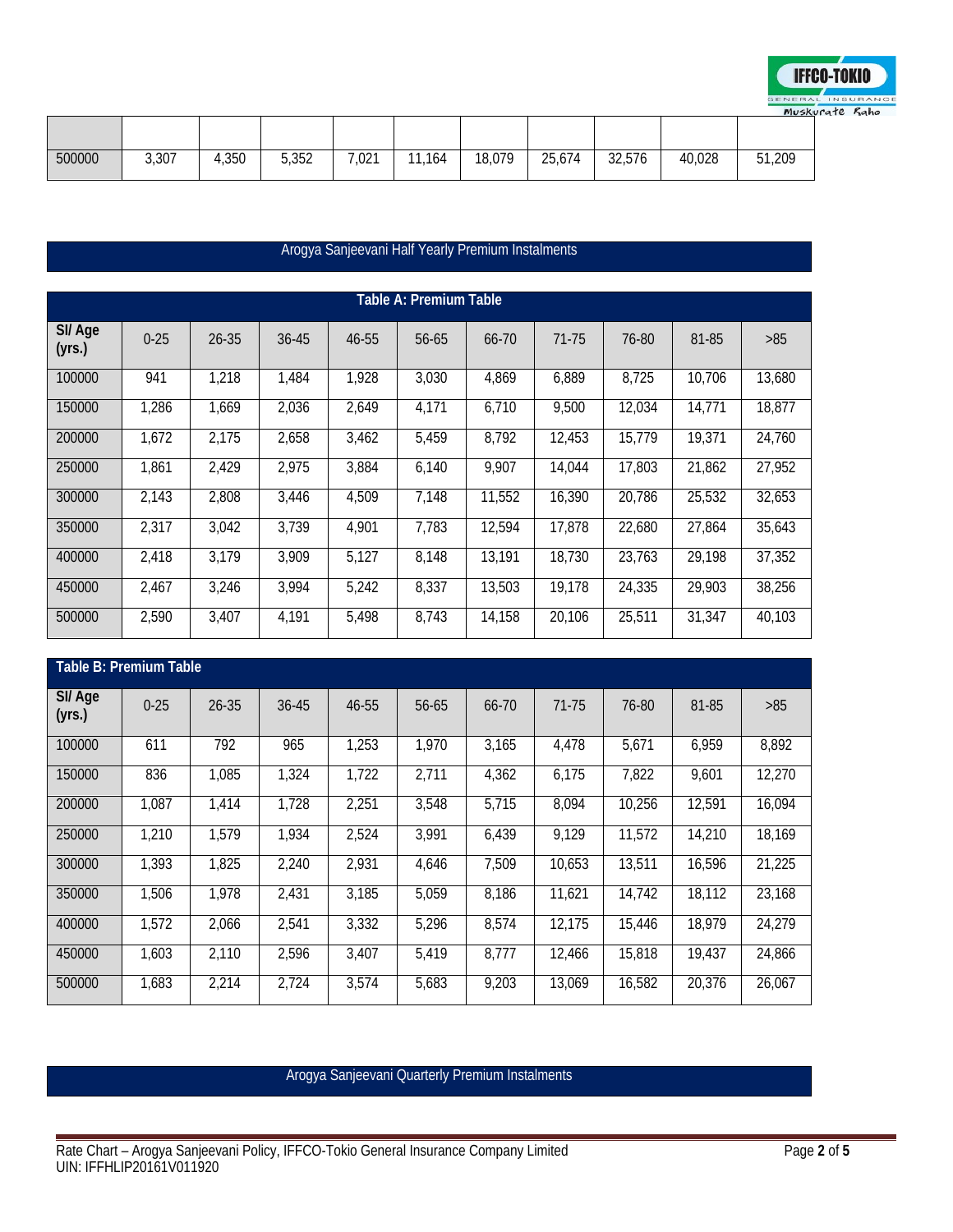| | | | | | | | | | | |
|---|---|---|---|---|---|---|---|---|---|---|
| 500000 | 3,307 | 4,350 | 5,352 | 7,021 | 11,164 | 18,079 | 25,674 | 32,576 | 40,028 | 51,209 |

## Arogya Sanjeevani Half Yearly Premium Instalments

**Table A: Premium Table**

| SI/ Age (yrs.) | 0-25 | 26-35 | 36-45 | 46-55 | 56-65 | 66-70 | 71-75 | 76-80 | 81-85 | >85 |
|---|---|---|---|---|---|---|---|---|---|---|
| 100000 | 941 | 1,218 | 1,484 | 1,928 | 3,030 | 4,869 | 6,889 | 8,725 | 10,706 | 13,680 |
| 150000 | 1,286 | 1,669 | 2,036 | 2,649 | 4,171 | 6,710 | 9,500 | 12,034 | 14,771 | 18,877 |
| 200000 | 1,672 | 2,175 | 2,658 | 3,462 | 5,459 | 8,792 | 12,453 | 15,779 | 19,371 | 24,760 |
| 250000 | 1,861 | 2,429 | 2,975 | 3,884 | 6,140 | 9,907 | 14,044 | 17,803 | 21,862 | 27,952 |
| 300000 | 2,143 | 2,808 | 3,446 | 4,509 | 7,148 | 11,552 | 16,390 | 20,786 | 25,532 | 32,653 |
| 350000 | 2,317 | 3,042 | 3,739 | 4,901 | 7,783 | 12,594 | 17,878 | 22,680 | 27,864 | 35,643 |
| 400000 | 2,418 | 3,179 | 3,909 | 5,127 | 8,148 | 13,191 | 18,730 | 23,763 | 29,198 | 37,352 |
| 450000 | 2,467 | 3,246 | 3,994 | 5,242 | 8,337 | 13,503 | 19,178 | 24,335 | 29,903 | 38,256 |
| 500000 | 2,590 | 3,407 | 4,191 | 5,498 | 8,743 | 14,158 | 20,106 | 25,511 | 31,347 | 40,103 |

**Table B: Premium Table**

| SI/ Age (yrs.) | 0-25 | 26-35 | 36-45 | 46-55 | 56-65 | 66-70 | 71-75 | 76-80 | 81-85 | >85 |
|---|---|---|---|---|---|---|---|---|---|---|
| 100000 | 611 | 792 | 965 | 1,253 | 1,970 | 3,165 | 4,478 | 5,671 | 6,959 | 8,892 |
| 150000 | 836 | 1,085 | 1,324 | 1,722 | 2,711 | 4,362 | 6,175 | 7,822 | 9,601 | 12,270 |
| 200000 | 1,087 | 1,414 | 1,728 | 2,251 | 3,548 | 5,715 | 8,094 | 10,256 | 12,591 | 16,094 |
| 250000 | 1,210 | 1,579 | 1,934 | 2,524 | 3,991 | 6,439 | 9,129 | 11,572 | 14,210 | 18,169 |
| 300000 | 1,393 | 1,825 | 2,240 | 2,931 | 4,646 | 7,509 | 10,653 | 13,511 | 16,596 | 21,225 |
| 350000 | 1,506 | 1,978 | 2,431 | 3,185 | 5,059 | 8,186 | 11,621 | 14,742 | 18,112 | 23,168 |
| 400000 | 1,572 | 2,066 | 2,541 | 3,332 | 5,296 | 8,574 | 12,175 | 15,446 | 18,979 | 24,279 |
| 450000 | 1,603 | 2,110 | 2,596 | 3,407 | 5,419 | 8,777 | 12,466 | 15,818 | 19,437 | 24,866 |
| 500000 | 1,683 | 2,214 | 2,724 | 3,574 | 5,683 | 9,203 | 13,069 | 16,582 | 20,376 | 26,067 |

## Arogya Sanjeevani Quarterly Premium Instalments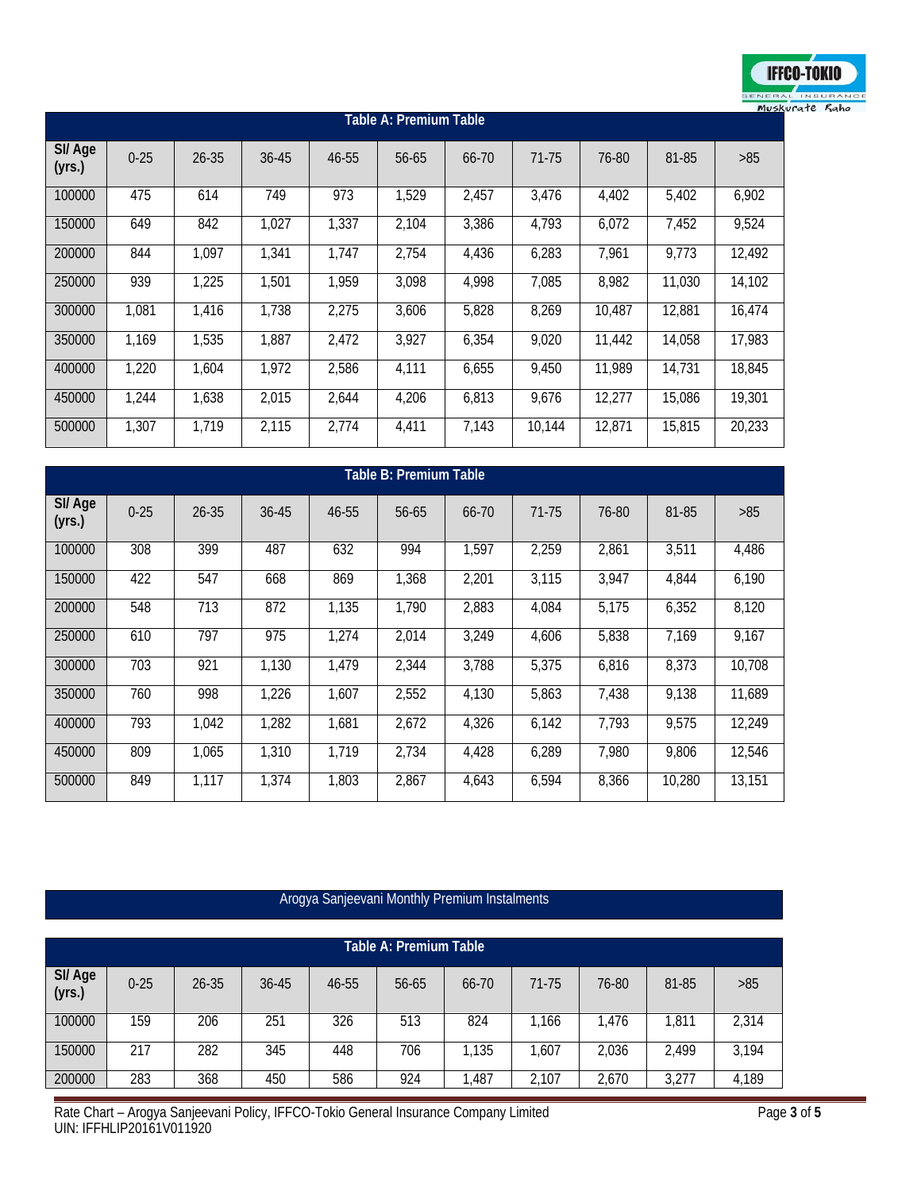## Table A: Premium Table

| SI/ Age (yrs.) | 0-25 | 26-35 | 36-45 | 46-55 | 56-65 | 66-70 | 71-75 | 76-80 | 81-85 | >85 |
|---|---|---|---|---|---|---|---|---|---|---|
| 100000 | 475 | 614 | 749 | 973 | 1,529 | 2,457 | 3,476 | 4,402 | 5,402 | 6,902 |
| 150000 | 649 | 842 | 1,027 | 1,337 | 2,104 | 3,386 | 4,793 | 6,072 | 7,452 | 9,524 |
| 200000 | 844 | 1,097 | 1,341 | 1,747 | 2,754 | 4,436 | 6,283 | 7,961 | 9,773 | 12,492 |
| 250000 | 939 | 1,225 | 1,501 | 1,959 | 3,098 | 4,998 | 7,085 | 8,982 | 11,030 | 14,102 |
| 300000 | 1,081 | 1,416 | 1,738 | 2,275 | 3,606 | 5,828 | 8,269 | 10,487 | 12,881 | 16,474 |
| 350000 | 1,169 | 1,535 | 1,887 | 2,472 | 3,927 | 6,354 | 9,020 | 11,442 | 14,058 | 17,983 |
| 400000 | 1,220 | 1,604 | 1,972 | 2,586 | 4,111 | 6,655 | 9,450 | 11,989 | 14,731 | 18,845 |
| 450000 | 1,244 | 1,638 | 2,015 | 2,644 | 4,206 | 6,813 | 9,676 | 12,277 | 15,086 | 19,301 |
| 500000 | 1,307 | 1,719 | 2,115 | 2,774 | 4,411 | 7,143 | 10,144 | 12,871 | 15,815 | 20,233 |

## Table B: Premium Table

| SI/ Age (yrs.) | 0-25 | 26-35 | 36-45 | 46-55 | 56-65 | 66-70 | 71-75 | 76-80 | 81-85 | >85 |
|---|---|---|---|---|---|---|---|---|---|---|
| 100000 | 308 | 399 | 487 | 632 | 994 | 1,597 | 2,259 | 2,861 | 3,511 | 4,486 |
| 150000 | 422 | 547 | 668 | 869 | 1,368 | 2,201 | 3,115 | 3,947 | 4,844 | 6,190 |
| 200000 | 548 | 713 | 872 | 1,135 | 1,790 | 2,883 | 4,084 | 5,175 | 6,352 | 8,120 |
| 250000 | 610 | 797 | 975 | 1,274 | 2,014 | 3,249 | 4,606 | 5,838 | 7,169 | 9,167 |
| 300000 | 703 | 921 | 1,130 | 1,479 | 2,344 | 3,788 | 5,375 | 6,816 | 8,373 | 10,708 |
| 350000 | 760 | 998 | 1,226 | 1,607 | 2,552 | 4,130 | 5,863 | 7,438 | 9,138 | 11,689 |
| 400000 | 793 | 1,042 | 1,282 | 1,681 | 2,672 | 4,326 | 6,142 | 7,793 | 9,575 | 12,249 |
| 450000 | 809 | 1,065 | 1,310 | 1,719 | 2,734 | 4,428 | 6,289 | 7,980 | 9,806 | 12,546 |
| 500000 | 849 | 1,117 | 1,374 | 1,803 | 2,867 | 4,643 | 6,594 | 8,366 | 10,280 | 13,151 |

## Arogya Sanjeevani Monthly Premium Instalments

### Table A: Premium Table

| SI/ Age (yrs.) | 0-25 | 26-35 | 36-45 | 46-55 | 56-65 | 66-70 | 71-75 | 76-80 | 81-85 | >85 |
|---|---|---|---|---|---|---|---|---|---|---|
| 100000 | 159 | 206 | 251 | 326 | 513 | 824 | 1,166 | 1,476 | 1,811 | 2,314 |
| 150000 | 217 | 282 | 345 | 448 | 706 | 1,135 | 1,607 | 2,036 | 2,499 | 3,194 |
| 200000 | 283 | 368 | 450 | 586 | 924 | 1,487 | 2,107 | 2,670 | 3,277 | 4,189 |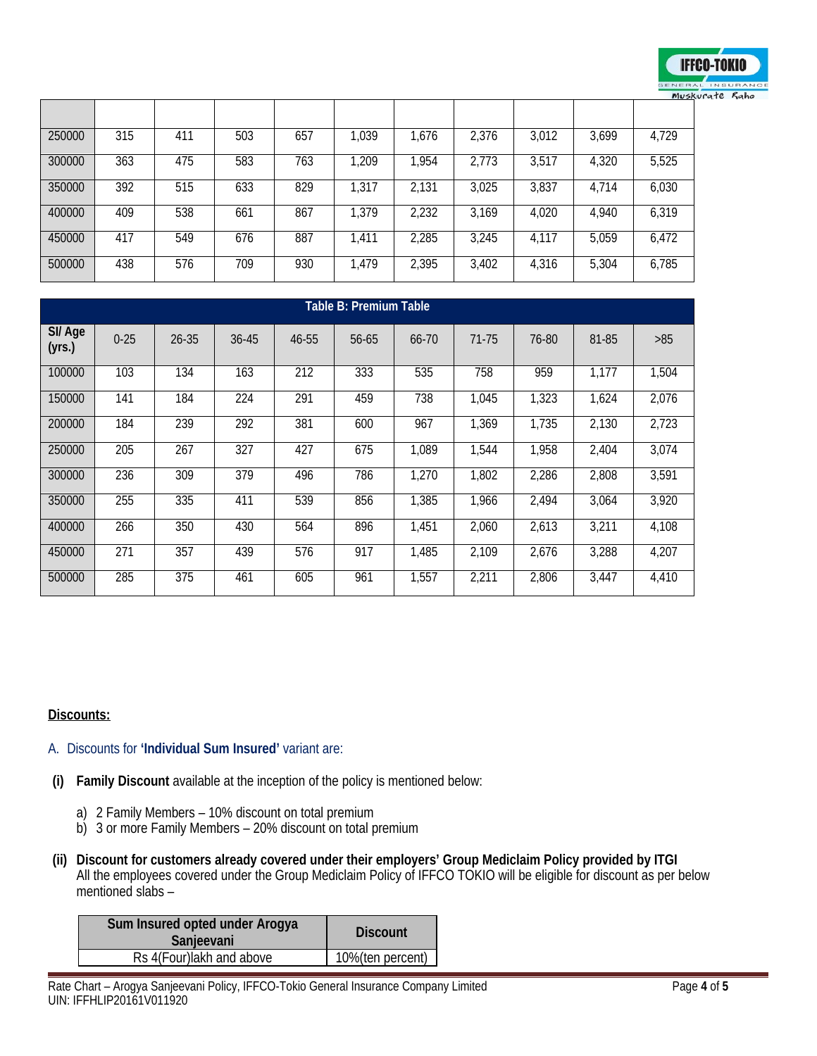| | | | | | | | | | | |
|---|---|---|---|---|---|---|---|---|---|---|
| 250000 | 315 | 411 | 503 | 657 | 1,039 | 1,676 | 2,376 | 3,012 | 3,699 | 4,729 |
| 300000 | 363 | 475 | 583 | 763 | 1,209 | 1,954 | 2,773 | 3,517 | 4,320 | 5,525 |
| 350000 | 392 | 515 | 633 | 829 | 1,317 | 2,131 | 3,025 | 3,837 | 4,714 | 6,030 |
| 400000 | 409 | 538 | 661 | 867 | 1,379 | 2,232 | 3,169 | 4,020 | 4,940 | 6,319 |
| 450000 | 417 | 549 | 676 | 887 | 1,411 | 2,285 | 3,245 | 4,117 | 5,059 | 6,472 |
| 500000 | 438 | 576 | 709 | 930 | 1,479 | 2,395 | 3,402 | 4,316 | 5,304 | 6,785 |

**Table B: Premium Table**

| SI/ Age (yrs.) | 0-25 | 26-35 | 36-45 | 46-55 | 56-65 | 66-70 | 71-75 | 76-80 | 81-85 | >85 |
|---|---|---|---|---|---|---|---|---|---|---|
| 100000 | 103 | 134 | 163 | 212 | 333 | 535 | 758 | 959 | 1,177 | 1,504 |
| 150000 | 141 | 184 | 224 | 291 | 459 | 738 | 1,045 | 1,323 | 1,624 | 2,076 |
| 200000 | 184 | 239 | 292 | 381 | 600 | 967 | 1,369 | 1,735 | 2,130 | 2,723 |
| 250000 | 205 | 267 | 327 | 427 | 675 | 1,089 | 1,544 | 1,958 | 2,404 | 3,074 |
| 300000 | 236 | 309 | 379 | 496 | 786 | 1,270 | 1,802 | 2,286 | 2,808 | 3,591 |
| 350000 | 255 | 335 | 411 | 539 | 856 | 1,385 | 1,966 | 2,494 | 3,064 | 3,920 |
| 400000 | 266 | 350 | 430 | 564 | 896 | 1,451 | 2,060 | 2,613 | 3,211 | 4,108 |
| 450000 | 271 | 357 | 439 | 576 | 917 | 1,485 | 2,109 | 2,676 | 3,288 | 4,207 |
| 500000 | 285 | 375 | 461 | 605 | 961 | 1,557 | 2,211 | 2,806 | 3,447 | 4,410 |

**Discounts:**

A. Discounts for **'Individual Sum Insured'** variant are:

**(i) Family Discount** available at the inception of the policy is mentioned below:

a) 2 Family Members – 10% discount on total premium
b) 3 or more Family Members – 20% discount on total premium

**(ii) Discount for customers already covered under their employers' Group Mediclaim Policy provided by ITGI**
All the employees covered under the Group Mediclaim Policy of IFFCO TOKIO will be eligible for discount as per below mentioned slabs –

| Sum Insured opted under Arogya Sanjeevani | Discount |
|---|---|
| Rs 4(Four)lakh and above | 10%(ten percent) |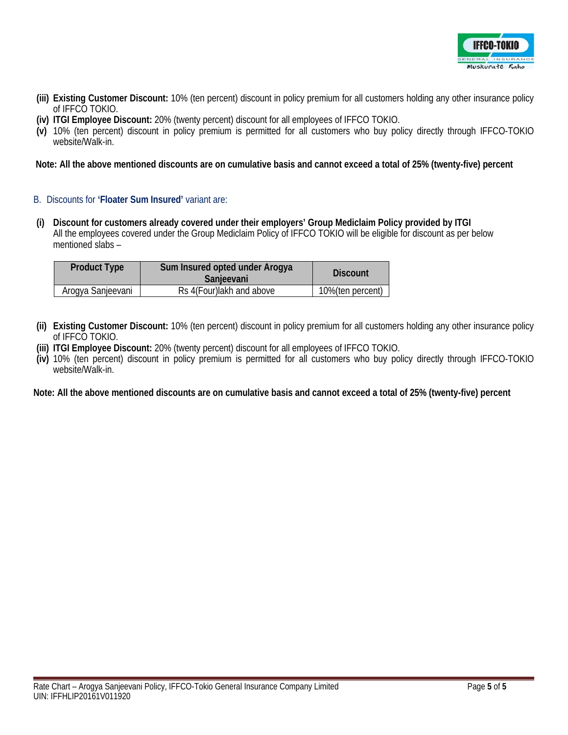- **(iii) Existing Customer Discount:** 10% (ten percent) discount in policy premium for all customers holding any other insurance policy of IFFCO TOKIO.
- **(iv) ITGI Employee Discount:** 20% (twenty percent) discount for all employees of IFFCO TOKIO.
- **(v)** 10% (ten percent) discount in policy premium is permitted for all customers who buy policy directly through IFFCO-TOKIO website/Walk-in.

**Note: All the above mentioned discounts are on cumulative basis and cannot exceed a total of 25% (twenty-five) percent**

B. Discounts for **'Floater Sum Insured'** variant are:

**(i) Discount for customers already covered under their employers' Group Mediclaim Policy provided by ITGI**
All the employees covered under the Group Mediclaim Policy of IFFCO TOKIO will be eligible for discount as per below mentioned slabs –

| Product Type | Sum Insured opted under Arogya Sanjeevani | Discount |
|---|---|---|
| Arogya Sanjeevani | Rs 4(Four)lakh and above | 10%(ten percent) |

- **(ii) Existing Customer Discount:** 10% (ten percent) discount in policy premium for all customers holding any other insurance policy of IFFCO TOKIO.
- **(iii) ITGI Employee Discount:** 20% (twenty percent) discount for all employees of IFFCO TOKIO.
- **(iv)** 10% (ten percent) discount in policy premium is permitted for all customers who buy policy directly through IFFCO-TOKIO website/Walk-in.

**Note: All the above mentioned discounts are on cumulative basis and cannot exceed a total of 25% (twenty-five) percent**